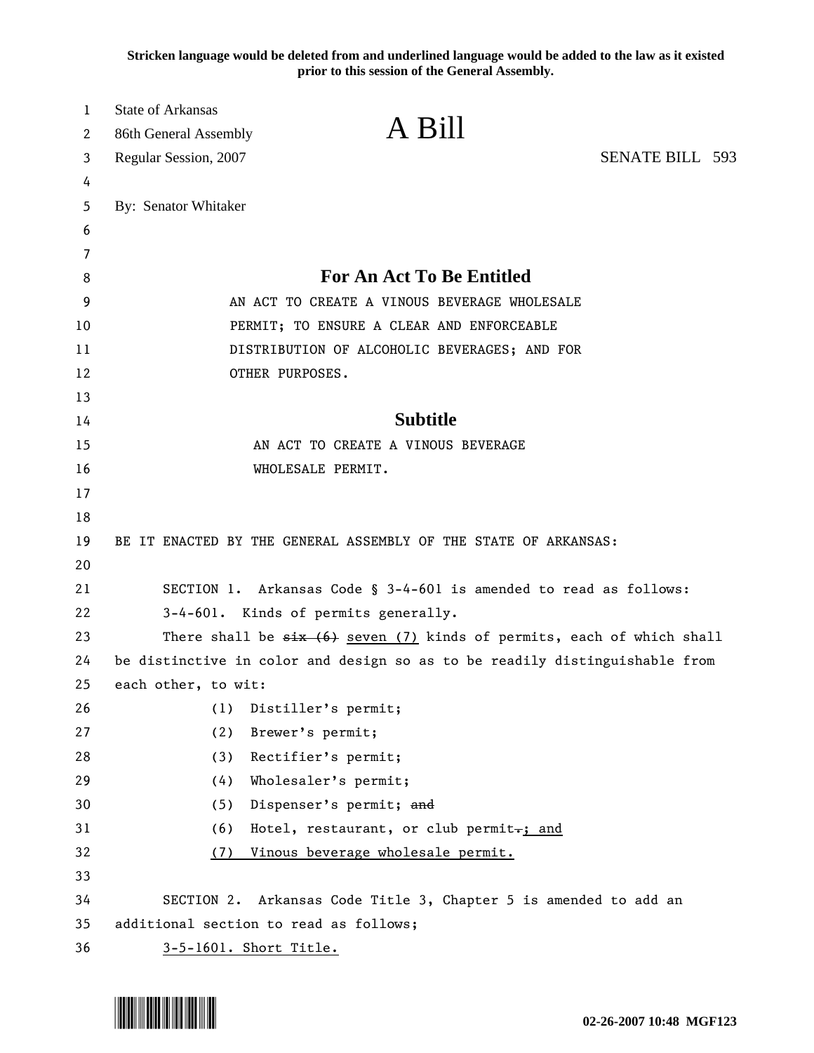**Stricken language would be deleted from and underlined language would be added to the law as it existed prior to this session of the General Assembly.**

State of Arkansas
86th General Assembly
Regular Session, 2007

# A Bill

SENATE BILL 593

By: Senator Whitaker

## For An Act To Be Entitled

AN ACT TO CREATE A VINOUS BEVERAGE WHOLESALE PERMIT; TO ENSURE A CLEAR AND ENFORCEABLE DISTRIBUTION OF ALCOHOLIC BEVERAGES; AND FOR OTHER PURPOSES.

## Subtitle

AN ACT TO CREATE A VINOUS BEVERAGE WHOLESALE PERMIT.

BE IT ENACTED BY THE GENERAL ASSEMBLY OF THE STATE OF ARKANSAS:

SECTION 1. Arkansas Code § 3-4-601 is amended to read as follows:

3-4-601. Kinds of permits generally.

There shall be ~~six (6)~~ <u>seven (7)</u> kinds of permits, each of which shall be distinctive in color and design so as to be readily distinguishable from each other, to wit:

(1) Distiller's permit;

(2) Brewer's permit;

(3) Rectifier's permit;

(4) Wholesaler's permit;

(5) Dispenser's permit; ~~and~~

(6) Hotel, restaurant, or club permit~~.~~<u>; and</u>

<u>(7) Vinous beverage wholesale permit.</u>

SECTION 2. Arkansas Code Title 3, Chapter 5 is amended to add an additional section to read as follows;

<u>3-5-1601. Short Title.</u>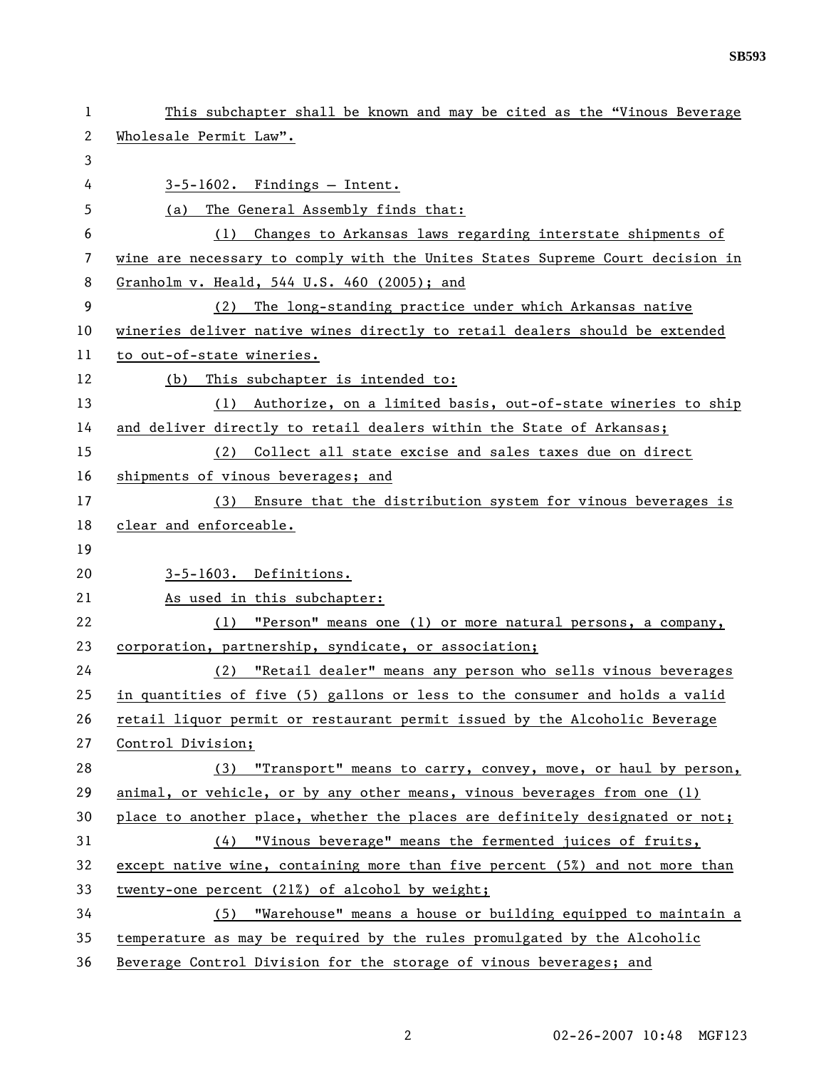This subchapter shall be known and may be cited as the "Vinous Beverage Wholesale Permit Law".

3-5-1602. Findings — Intent.

(a) The General Assembly finds that:

(1) Changes to Arkansas laws regarding interstate shipments of wine are necessary to comply with the Unites States Supreme Court decision in Granholm v. Heald, 544 U.S. 460 (2005); and

(2) The long-standing practice under which Arkansas native wineries deliver native wines directly to retail dealers should be extended to out-of-state wineries.

(b) This subchapter is intended to:

(1) Authorize, on a limited basis, out-of-state wineries to ship and deliver directly to retail dealers within the State of Arkansas;

(2) Collect all state excise and sales taxes due on direct shipments of vinous beverages; and

(3) Ensure that the distribution system for vinous beverages is clear and enforceable.

3-5-1603. Definitions.

As used in this subchapter:

(1) "Person" means one (1) or more natural persons, a company, corporation, partnership, syndicate, or association;

(2) "Retail dealer" means any person who sells vinous beverages in quantities of five (5) gallons or less to the consumer and holds a valid retail liquor permit or restaurant permit issued by the Alcoholic Beverage Control Division;

(3) "Transport" means to carry, convey, move, or haul by person, animal, or vehicle, or by any other means, vinous beverages from one (1) place to another place, whether the places are definitely designated or not;

(4) "Vinous beverage" means the fermented juices of fruits, except native wine, containing more than five percent (5%) and not more than twenty-one percent (21%) of alcohol by weight;

(5) "Warehouse" means a house or building equipped to maintain a temperature as may be required by the rules promulgated by the Alcoholic Beverage Control Division for the storage of vinous beverages; and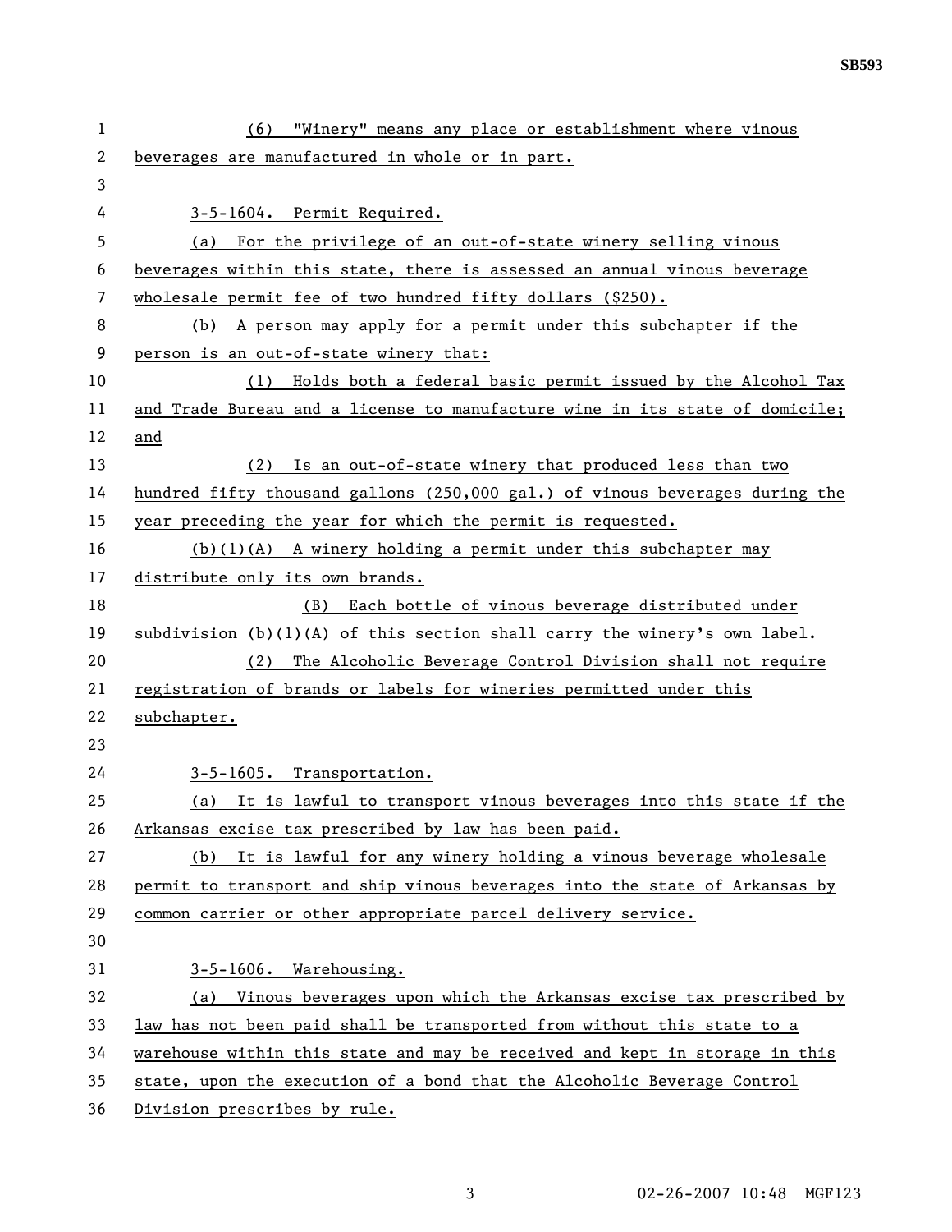(6) "Winery" means any place or establishment where vinous beverages are manufactured in whole or in part.

3-5-1604. Permit Required.

(a) For the privilege of an out-of-state winery selling vinous beverages within this state, there is assessed an annual vinous beverage wholesale permit fee of two hundred fifty dollars ($250).

(b) A person may apply for a permit under this subchapter if the person is an out-of-state winery that:

(1) Holds both a federal basic permit issued by the Alcohol Tax and Trade Bureau and a license to manufacture wine in its state of domicile; and

(2) Is an out-of-state winery that produced less than two hundred fifty thousand gallons (250,000 gal.) of vinous beverages during the year preceding the year for which the permit is requested.

(b)(1)(A) A winery holding a permit under this subchapter may distribute only its own brands.

(B) Each bottle of vinous beverage distributed under subdivision (b)(1)(A) of this section shall carry the winery's own label.

(2) The Alcoholic Beverage Control Division shall not require registration of brands or labels for wineries permitted under this subchapter.

3-5-1605. Transportation.

(a) It is lawful to transport vinous beverages into this state if the Arkansas excise tax prescribed by law has been paid.

(b) It is lawful for any winery holding a vinous beverage wholesale permit to transport and ship vinous beverages into the state of Arkansas by common carrier or other appropriate parcel delivery service.

3-5-1606. Warehousing.

(a) Vinous beverages upon which the Arkansas excise tax prescribed by law has not been paid shall be transported from without this state to a warehouse within this state and may be received and kept in storage in this state, upon the execution of a bond that the Alcoholic Beverage Control Division prescribes by rule.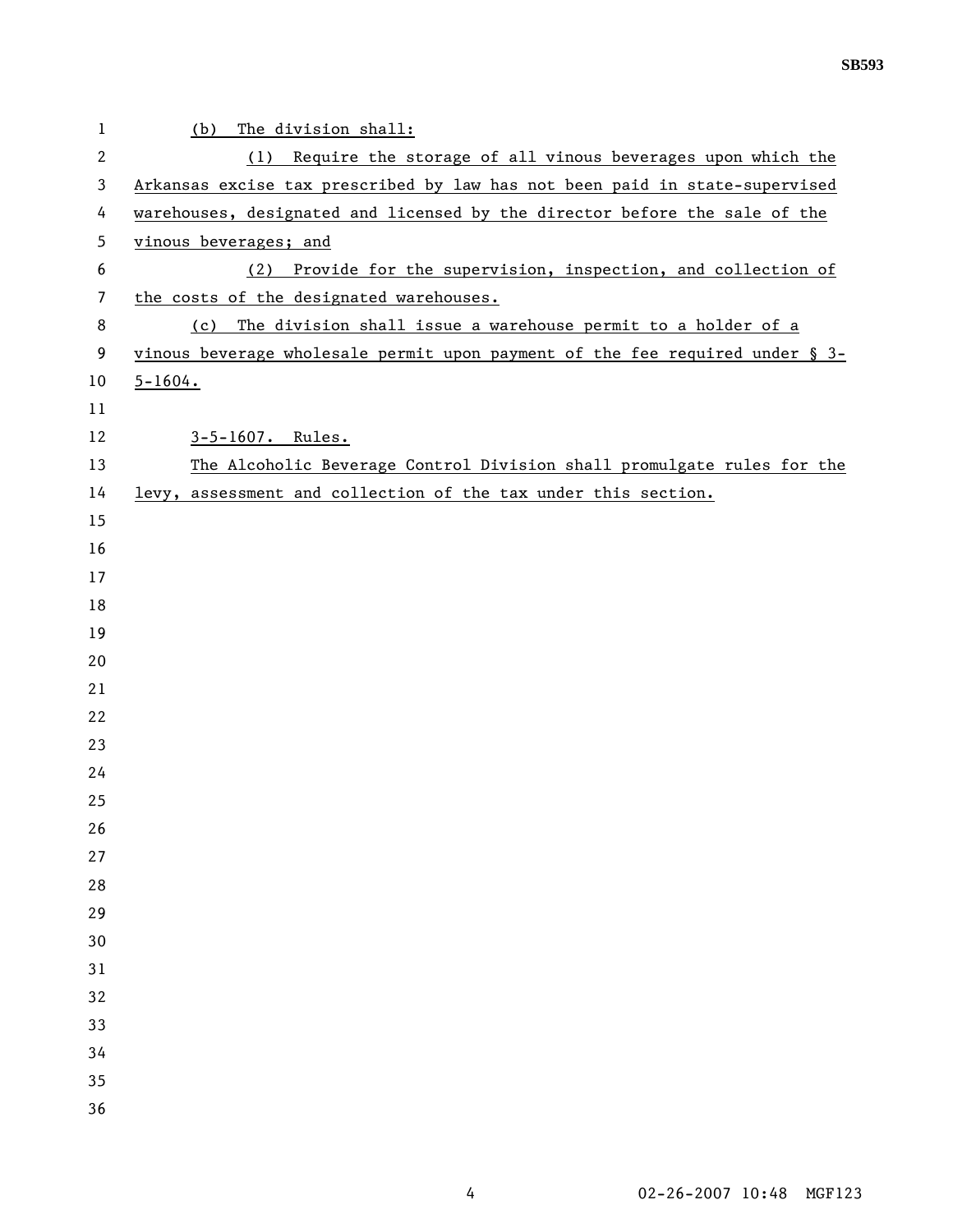(b) The division shall:

(1) Require the storage of all vinous beverages upon which the Arkansas excise tax prescribed by law has not been paid in state-supervised warehouses, designated and licensed by the director before the sale of the vinous beverages; and

(2) Provide for the supervision, inspection, and collection of the costs of the designated warehouses.

(c) The division shall issue a warehouse permit to a holder of a vinous beverage wholesale permit upon payment of the fee required under § 3-5-1604.

3-5-1607. Rules.

The Alcoholic Beverage Control Division shall promulgate rules for the levy, assessment and collection of the tax under this section.